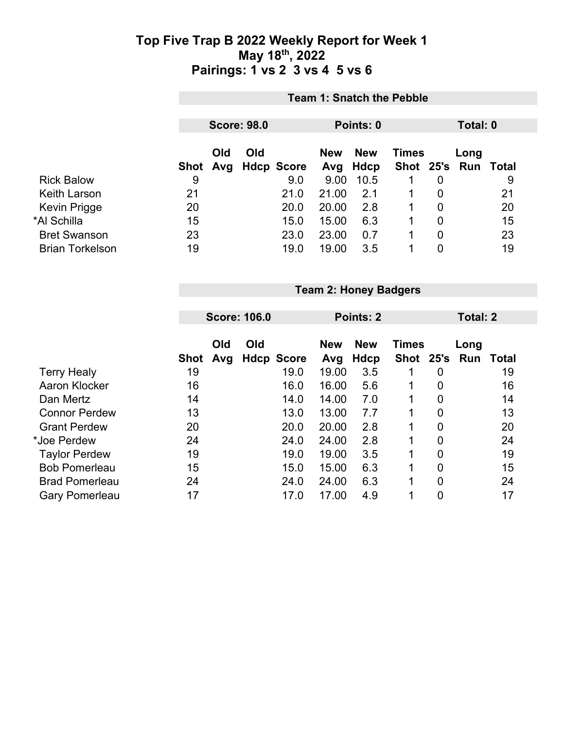# Top Five Trap B 2022 Weekly Report for Week 1
## May 18th, 2022
## Pairings: 1 vs 2  3 vs 4  5 vs 6

**Team 1: Snatch the Pebble**

**Score: 98.0** | **Points: 0** | **Total: 0**

| | Shot | Old Avg | Old Hdcp | Score | New Avg | New Hdcp | Times Shot | 25's | Long Run | Total |
|---|---|---|---|---|---|---|---|---|---|---|
| Rick Balow | 9 | | | 9.0 | 9.00 | 10.5 | 1 | 0 | | 9 |
| Keith Larson | 21 | | | 21.0 | 21.00 | 2.1 | 1 | 0 | | 21 |
| Kevin Prigge | 20 | | | 20.0 | 20.00 | 2.8 | 1 | 0 | | 20 |
| *Al Schilla | 15 | | | 15.0 | 15.00 | 6.3 | 1 | 0 | | 15 |
| Bret Swanson | 23 | | | 23.0 | 23.00 | 0.7 | 1 | 0 | | 23 |
| Brian Torkelson | 19 | | | 19.0 | 19.00 | 3.5 | 1 | 0 | | 19 |

**Team 2: Honey Badgers**

**Score: 106.0** | **Points: 2** | **Total: 2**

| | Shot | Old Avg | Old Hdcp | Score | New Avg | New Hdcp | Times Shot | 25's | Long Run | Total |
|---|---|---|---|---|---|---|---|---|---|---|
| Terry Healy | 19 | | | 19.0 | 19.00 | 3.5 | 1 | 0 | | 19 |
| Aaron Klocker | 16 | | | 16.0 | 16.00 | 5.6 | 1 | 0 | | 16 |
| Dan Mertz | 14 | | | 14.0 | 14.00 | 7.0 | 1 | 0 | | 14 |
| Connor Perdew | 13 | | | 13.0 | 13.00 | 7.7 | 1 | 0 | | 13 |
| Grant Perdew | 20 | | | 20.0 | 20.00 | 2.8 | 1 | 0 | | 20 |
| *Joe Perdew | 24 | | | 24.0 | 24.00 | 2.8 | 1 | 0 | | 24 |
| Taylor Perdew | 19 | | | 19.0 | 19.00 | 3.5 | 1 | 0 | | 19 |
| Bob Pomerleau | 15 | | | 15.0 | 15.00 | 6.3 | 1 | 0 | | 15 |
| Brad Pomerleau | 24 | | | 24.0 | 24.00 | 6.3 | 1 | 0 | | 24 |
| Gary Pomerleau | 17 | | | 17.0 | 17.00 | 4.9 | 1 | 0 | | 17 |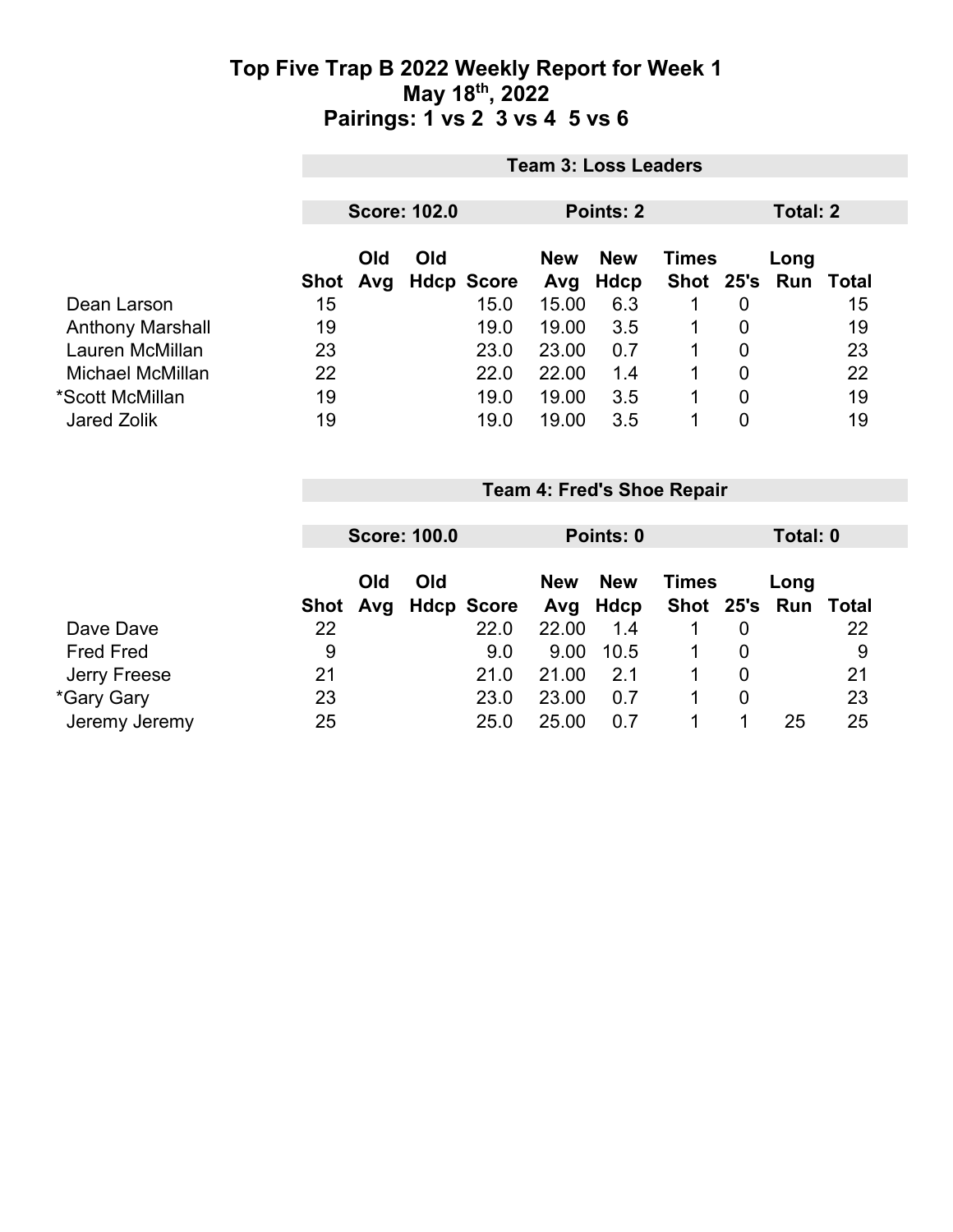# Top Five Trap B 2022 Weekly Report for Week 1
## May 18th, 2022
## Pairings: 1 vs 2  3 vs 4  5 vs 6

### Team 3: Loss Leaders

**Score: 102.0** | **Points: 2** | **Total: 2**

| | Shot | Old Avg | Old Hdcp | Score | New Avg | New Hdcp | Times Shot | 25's | Long Run | Total |
|---|---|---|---|---|---|---|---|---|---|---|
| Dean Larson | 15 | | | 15.0 | 15.00 | 6.3 | 1 | 0 | | 15 |
| Anthony Marshall | 19 | | | 19.0 | 19.00 | 3.5 | 1 | 0 | | 19 |
| Lauren McMillan | 23 | | | 23.0 | 23.00 | 0.7 | 1 | 0 | | 23 |
| Michael McMillan | 22 | | | 22.0 | 22.00 | 1.4 | 1 | 0 | | 22 |
| *Scott McMillan | 19 | | | 19.0 | 19.00 | 3.5 | 1 | 0 | | 19 |
| Jared Zolik | 19 | | | 19.0 | 19.00 | 3.5 | 1 | 0 | | 19 |

### Team 4: Fred's Shoe Repair

**Score: 100.0** | **Points: 0** | **Total: 0**

| | Shot | Old Avg | Old Hdcp | Score | New Avg | New Hdcp | Times Shot | 25's | Long Run | Total |
|---|---|---|---|---|---|---|---|---|---|---|
| Dave Dave | 22 | | | 22.0 | 22.00 | 1.4 | 1 | 0 | | 22 |
| Fred Fred | 9 | | | 9.0 | 9.00 | 10.5 | 1 | 0 | | 9 |
| Jerry Freese | 21 | | | 21.0 | 21.00 | 2.1 | 1 | 0 | | 21 |
| *Gary Gary | 23 | | | 23.0 | 23.00 | 0.7 | 1 | 0 | | 23 |
| Jeremy Jeremy | 25 | | | 25.0 | 25.00 | 0.7 | 1 | 1 | 25 | 25 |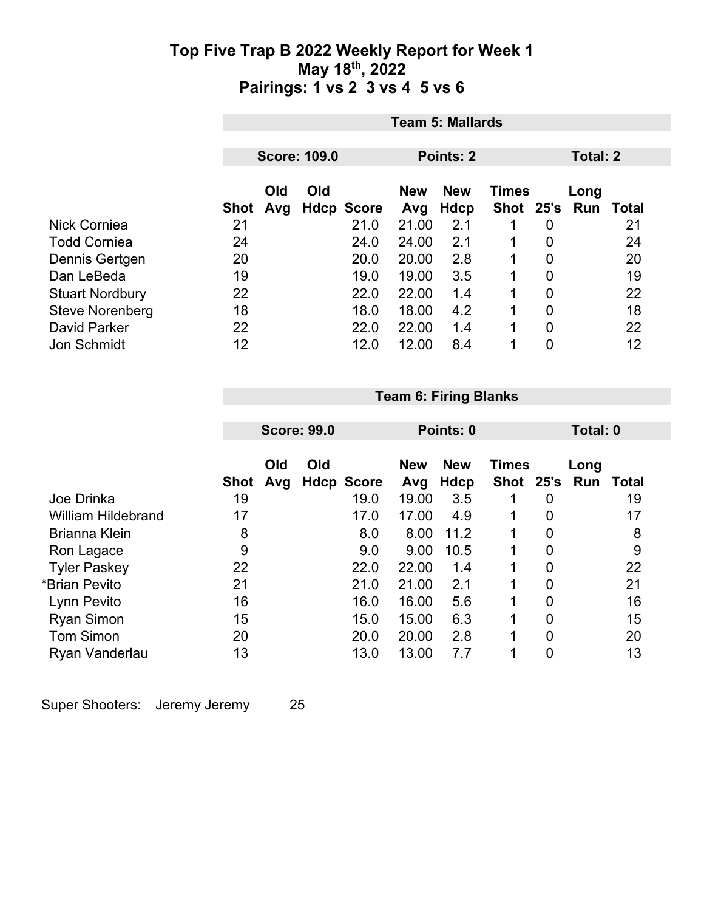# Top Five Trap B 2022 Weekly Report for Week 1
## May 18th, 2022
## Pairings: 1 vs 2 3 vs 4 5 vs 6

**Team 5: Mallards**

**Score: 109.0** | **Points: 2** | **Total: 2**

| | Shot | Old Avg | Old Hdcp | Score | New Avg | New Hdcp | Times Shot | 25's | Long Run | Total |
|---|---|---|---|---|---|---|---|---|---|---|
| Nick Corniea | 21 | | | 21.0 | 21.00 | 2.1 | 1 | 0 | | 21 |
| Todd Corniea | 24 | | | 24.0 | 24.00 | 2.1 | 1 | 0 | | 24 |
| Dennis Gertgen | 20 | | | 20.0 | 20.00 | 2.8 | 1 | 0 | | 20 |
| Dan LeBeda | 19 | | | 19.0 | 19.00 | 3.5 | 1 | 0 | | 19 |
| Stuart Nordbury | 22 | | | 22.0 | 22.00 | 1.4 | 1 | 0 | | 22 |
| Steve Norenberg | 18 | | | 18.0 | 18.00 | 4.2 | 1 | 0 | | 18 |
| David Parker | 22 | | | 22.0 | 22.00 | 1.4 | 1 | 0 | | 22 |
| Jon Schmidt | 12 | | | 12.0 | 12.00 | 8.4 | 1 | 0 | | 12 |

**Team 6: Firing Blanks**

**Score: 99.0** | **Points: 0** | **Total: 0**

| | Shot | Old Avg | Old Hdcp | Score | New Avg | New Hdcp | Times Shot | 25's | Long Run | Total |
|---|---|---|---|---|---|---|---|---|---|---|
| Joe Drinka | 19 | | | 19.0 | 19.00 | 3.5 | 1 | 0 | | 19 |
| William Hildebrand | 17 | | | 17.0 | 17.00 | 4.9 | 1 | 0 | | 17 |
| Brianna Klein | 8 | | | 8.0 | 8.00 | 11.2 | 1 | 0 | | 8 |
| Ron Lagace | 9 | | | 9.0 | 9.00 | 10.5 | 1 | 0 | | 9 |
| Tyler Paskey | 22 | | | 22.0 | 22.00 | 1.4 | 1 | 0 | | 22 |
| *Brian Pevito | 21 | | | 21.0 | 21.00 | 2.1 | 1 | 0 | | 21 |
| Lynn Pevito | 16 | | | 16.0 | 16.00 | 5.6 | 1 | 0 | | 16 |
| Ryan Simon | 15 | | | 15.0 | 15.00 | 6.3 | 1 | 0 | | 15 |
| Tom Simon | 20 | | | 20.0 | 20.00 | 2.8 | 1 | 0 | | 20 |
| Ryan Vanderlau | 13 | | | 13.0 | 13.00 | 7.7 | 1 | 0 | | 13 |

Super Shooters: Jeremy Jeremy 25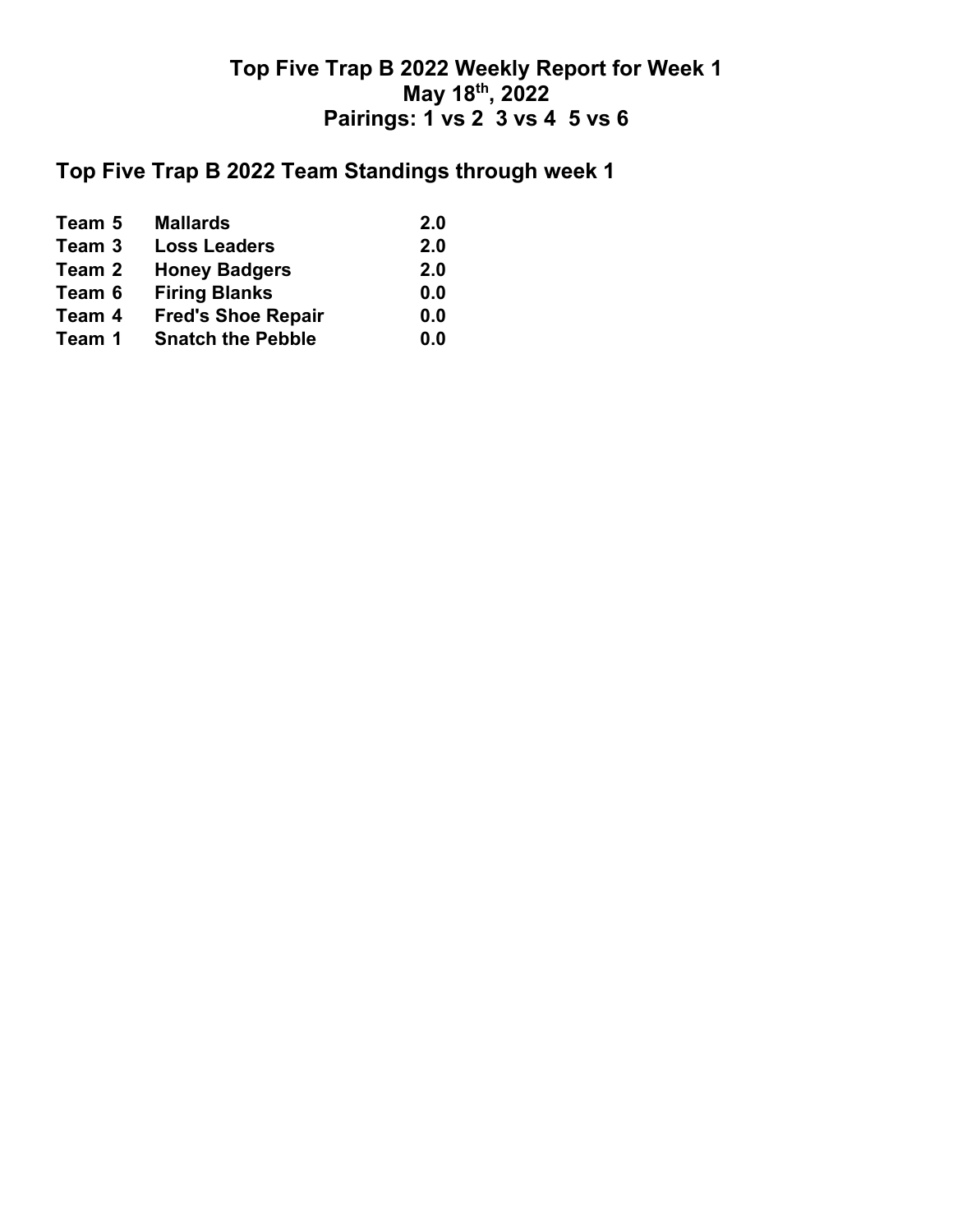# Top Five Trap B 2022 Weekly Report for Week 1
# May 18th, 2022
# Pairings: 1 vs 2  3 vs 4  5 vs 6

## Top Five Trap B 2022 Team Standings through week 1

| | | |
|---|---|---|
| **Team 5** | **Mallards** | **2.0** |
| **Team 3** | **Loss Leaders** | **2.0** |
| **Team 2** | **Honey Badgers** | **2.0** |
| **Team 6** | **Firing Blanks** | **0.0** |
| **Team 4** | **Fred's Shoe Repair** | **0.0** |
| **Team 1** | **Snatch the Pebble** | **0.0** |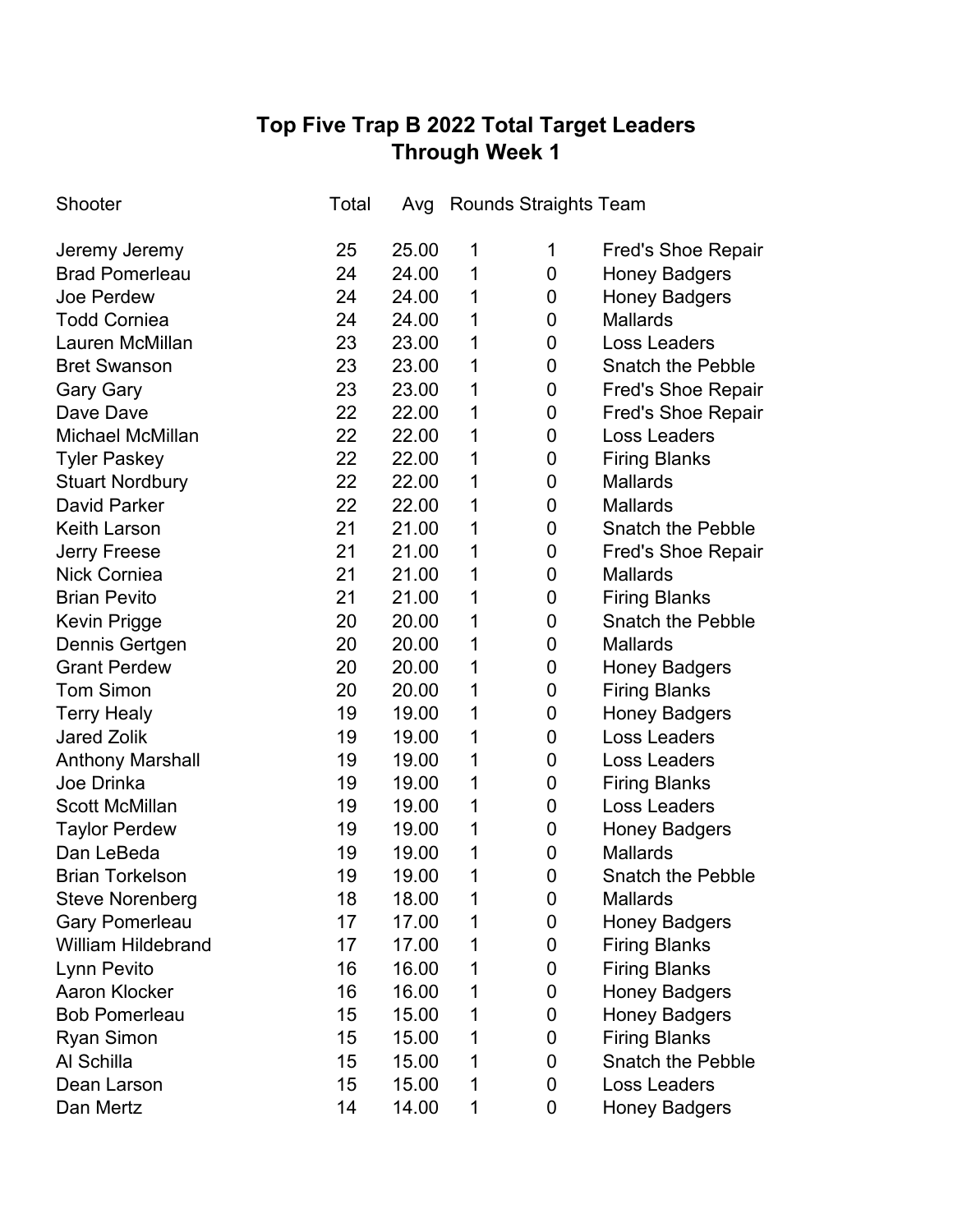# Top Five Trap B 2022 Total Target Leaders
## Through Week 1

| Shooter | Total | Avg | Rounds | Straights | Team |
|---|---|---|---|---|---|
| Jeremy Jeremy | 25 | 25.00 | 1 | 1 | Fred's Shoe Repair |
| Brad Pomerleau | 24 | 24.00 | 1 | 0 | Honey Badgers |
| Joe Perdew | 24 | 24.00 | 1 | 0 | Honey Badgers |
| Todd Corniea | 24 | 24.00 | 1 | 0 | Mallards |
| Lauren McMillan | 23 | 23.00 | 1 | 0 | Loss Leaders |
| Bret Swanson | 23 | 23.00 | 1 | 0 | Snatch the Pebble |
| Gary Gary | 23 | 23.00 | 1 | 0 | Fred's Shoe Repair |
| Dave Dave | 22 | 22.00 | 1 | 0 | Fred's Shoe Repair |
| Michael McMillan | 22 | 22.00 | 1 | 0 | Loss Leaders |
| Tyler Paskey | 22 | 22.00 | 1 | 0 | Firing Blanks |
| Stuart Nordbury | 22 | 22.00 | 1 | 0 | Mallards |
| David Parker | 22 | 22.00 | 1 | 0 | Mallards |
| Keith Larson | 21 | 21.00 | 1 | 0 | Snatch the Pebble |
| Jerry Freese | 21 | 21.00 | 1 | 0 | Fred's Shoe Repair |
| Nick Corniea | 21 | 21.00 | 1 | 0 | Mallards |
| Brian Pevito | 21 | 21.00 | 1 | 0 | Firing Blanks |
| Kevin Prigge | 20 | 20.00 | 1 | 0 | Snatch the Pebble |
| Dennis Gertgen | 20 | 20.00 | 1 | 0 | Mallards |
| Grant Perdew | 20 | 20.00 | 1 | 0 | Honey Badgers |
| Tom Simon | 20 | 20.00 | 1 | 0 | Firing Blanks |
| Terry Healy | 19 | 19.00 | 1 | 0 | Honey Badgers |
| Jared Zolik | 19 | 19.00 | 1 | 0 | Loss Leaders |
| Anthony Marshall | 19 | 19.00 | 1 | 0 | Loss Leaders |
| Joe Drinka | 19 | 19.00 | 1 | 0 | Firing Blanks |
| Scott McMillan | 19 | 19.00 | 1 | 0 | Loss Leaders |
| Taylor Perdew | 19 | 19.00 | 1 | 0 | Honey Badgers |
| Dan LeBeda | 19 | 19.00 | 1 | 0 | Mallards |
| Brian Torkelson | 19 | 19.00 | 1 | 0 | Snatch the Pebble |
| Steve Norenberg | 18 | 18.00 | 1 | 0 | Mallards |
| Gary Pomerleau | 17 | 17.00 | 1 | 0 | Honey Badgers |
| William Hildebrand | 17 | 17.00 | 1 | 0 | Firing Blanks |
| Lynn Pevito | 16 | 16.00 | 1 | 0 | Firing Blanks |
| Aaron Klocker | 16 | 16.00 | 1 | 0 | Honey Badgers |
| Bob Pomerleau | 15 | 15.00 | 1 | 0 | Honey Badgers |
| Ryan Simon | 15 | 15.00 | 1 | 0 | Firing Blanks |
| Al Schilla | 15 | 15.00 | 1 | 0 | Snatch the Pebble |
| Dean Larson | 15 | 15.00 | 1 | 0 | Loss Leaders |
| Dan Mertz | 14 | 14.00 | 1 | 0 | Honey Badgers |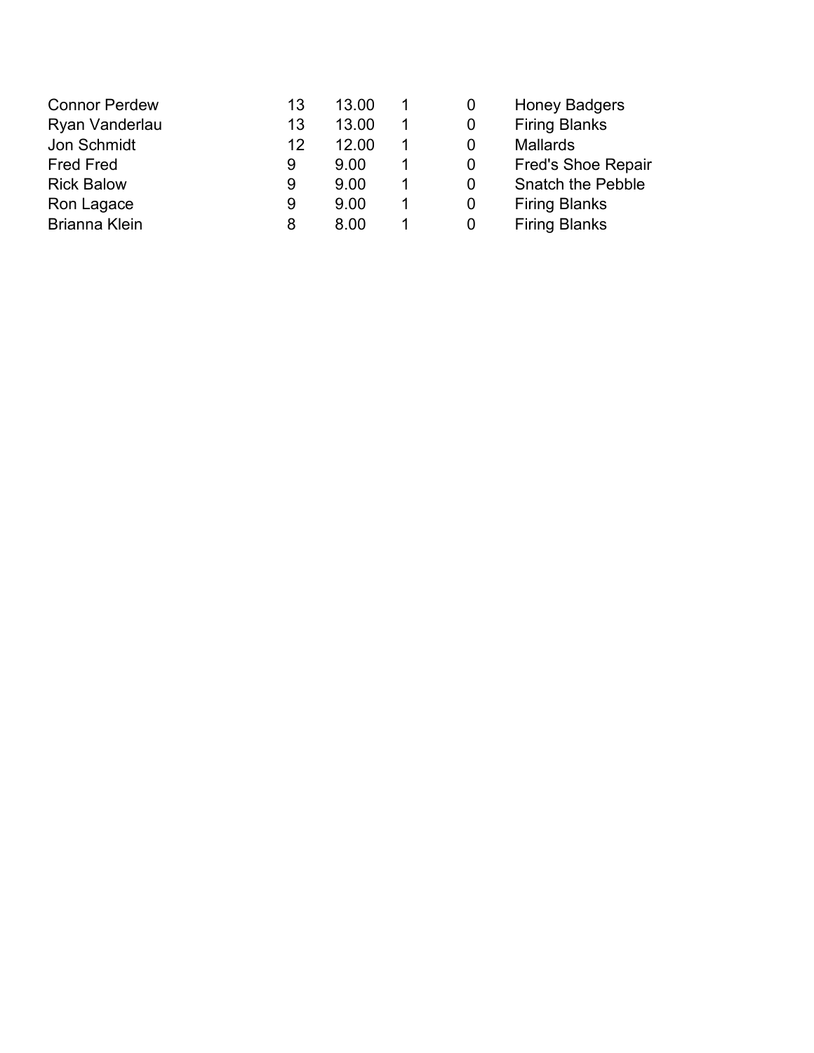| | | | | | |
|---|---|---|---|---|---|
| Connor Perdew | 13 | 13.00 | 1 | 0 | Honey Badgers |
| Ryan Vanderlau | 13 | 13.00 | 1 | 0 | Firing Blanks |
| Jon Schmidt | 12 | 12.00 | 1 | 0 | Mallards |
| Fred Fred | 9 | 9.00 | 1 | 0 | Fred's Shoe Repair |
| Rick Balow | 9 | 9.00 | 1 | 0 | Snatch the Pebble |
| Ron Lagace | 9 | 9.00 | 1 | 0 | Firing Blanks |
| Brianna Klein | 8 | 8.00 | 1 | 0 | Firing Blanks |